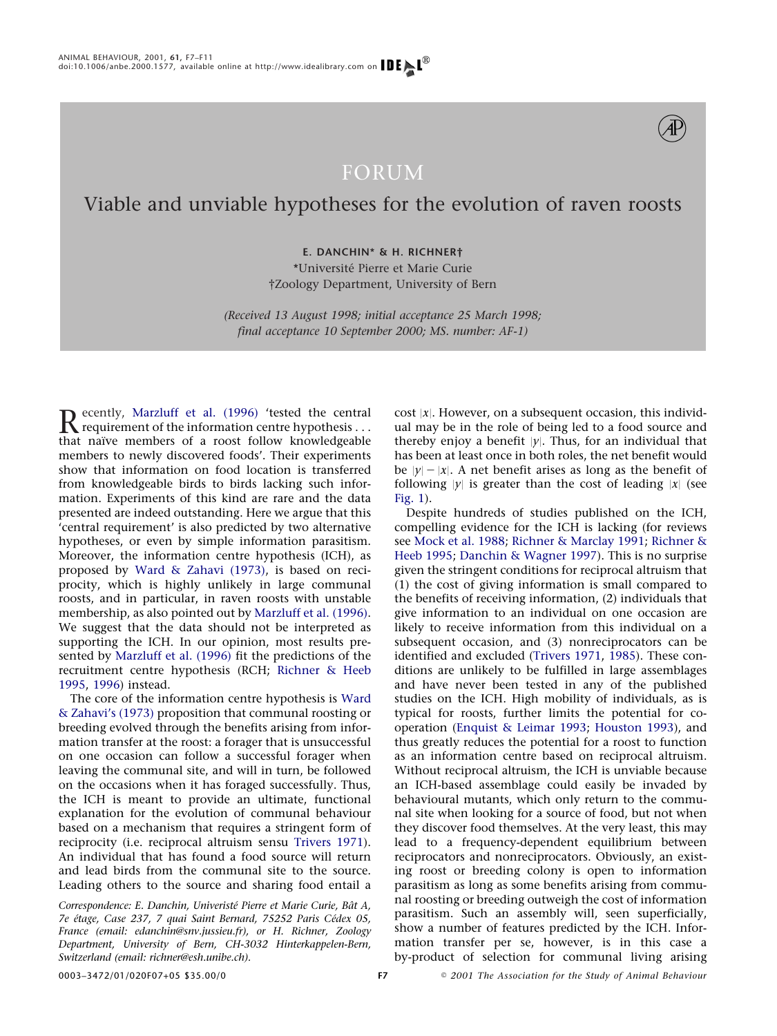FORUM

# Viable and unviable hypotheses for the evolution of raven roosts

**E. DANCHIN\* & H. RICHNER†**

\*Université Pierre et Marie Curie
†Zoology Department, University of Bern

*(Received 13 August 1998; initial acceptance 25 March 1998; final acceptance 10 September 2000; MS. number: AF-1)*

Recently, Marzluff et al. (1996) 'tested the central requirement of the information centre hypothesis . . . that naïve members of a roost follow knowledgeable members to newly discovered foods'. Their experiments show that information on food location is transferred from knowledgeable birds to birds lacking such information. Experiments of this kind are rare and the data presented are indeed outstanding. Here we argue that this 'central requirement' is also predicted by two alternative hypotheses, or even by simple information parasitism. Moreover, the information centre hypothesis (ICH), as proposed by Ward & Zahavi (1973), is based on reciprocity, which is highly unlikely in large communal roosts, and in particular, in raven roosts with unstable membership, as also pointed out by Marzluff et al. (1996). We suggest that the data should not be interpreted as supporting the ICH. In our opinion, most results presented by Marzluff et al. (1996) fit the predictions of the recruitment centre hypothesis (RCH; Richner & Heeb 1995, 1996) instead.

The core of the information centre hypothesis is Ward & Zahavi's (1973) proposition that communal roosting or breeding evolved through the benefits arising from information transfer at the roost: a forager that is unsuccessful on one occasion can follow a successful forager when leaving the communal site, and will in turn, be followed on the occasions when it has foraged successfully. Thus, the ICH is meant to provide an ultimate, functional explanation for the evolution of communal behaviour based on a mechanism that requires a stringent form of reciprocity (i.e. reciprocal altruism sensu Trivers 1971). An individual that has found a food source will return and lead birds from the communal site to the source. Leading others to the source and sharing food entail a cost $|x|$. However, on a subsequent occasion, this individual may be in the role of being led to a food source and thereby enjoy a benefit $|y|$. Thus, for an individual that has been at least once in both roles, the net benefit would be $|y|-|x|$. A net benefit arises as long as the benefit of following $|y|$ is greater than the cost of leading $|x|$ (see Fig. 1).

Despite hundreds of studies published on the ICH, compelling evidence for the ICH is lacking (for reviews see Mock et al. 1988; Richner & Marclay 1991; Richner & Heeb 1995; Danchin & Wagner 1997). This is no surprise given the stringent conditions for reciprocal altruism that (1) the cost of giving information is small compared to the benefits of receiving information, (2) individuals that give information to an individual on one occasion are likely to receive information from this individual on a subsequent occasion, and (3) nonreciprocators can be identified and excluded (Trivers 1971, 1985). These conditions are unlikely to be fulfilled in large assemblages and have never been tested in any of the published studies on the ICH. High mobility of individuals, as is typical for roosts, further limits the potential for cooperation (Enquist & Leimar 1993; Houston 1993), and thus greatly reduces the potential for a roost to function as an information centre based on reciprocal altruism. Without reciprocal altruism, the ICH is unviable because an ICH-based assemblage could easily be invaded by behavioural mutants, which only return to the communal site when looking for a source of food, but not when they discover food themselves. At the very least, this may lead to a frequency-dependent equilibrium between reciprocators and nonreciprocators. Obviously, an existing roost or breeding colony is open to information parasitism as long as some benefits arising from communal roosting or breeding outweigh the cost of information parasitism. Such an assembly will, seen superficially, show a number of features predicted by the ICH. Information transfer per se, however, is in this case a by-product of selection for communal living arising

*Correspondence: E. Danchin, Univeristé Pierre et Marie Curie, Bât A, 7e étage, Case 237, 7 quai Saint Bernard, 75252 Paris Cédex 05, France (email: edanchin@snv.jussieu.fr), or H. Richner, Zoology Department, University of Bern, CH-3032 Hinterkappelen-Bern, Switzerland (email: richner@esh.unibe.ch).*

0003–3472/01/020F07+05 $35.00/0 © 2001 The Association for the Study of Animal Behaviour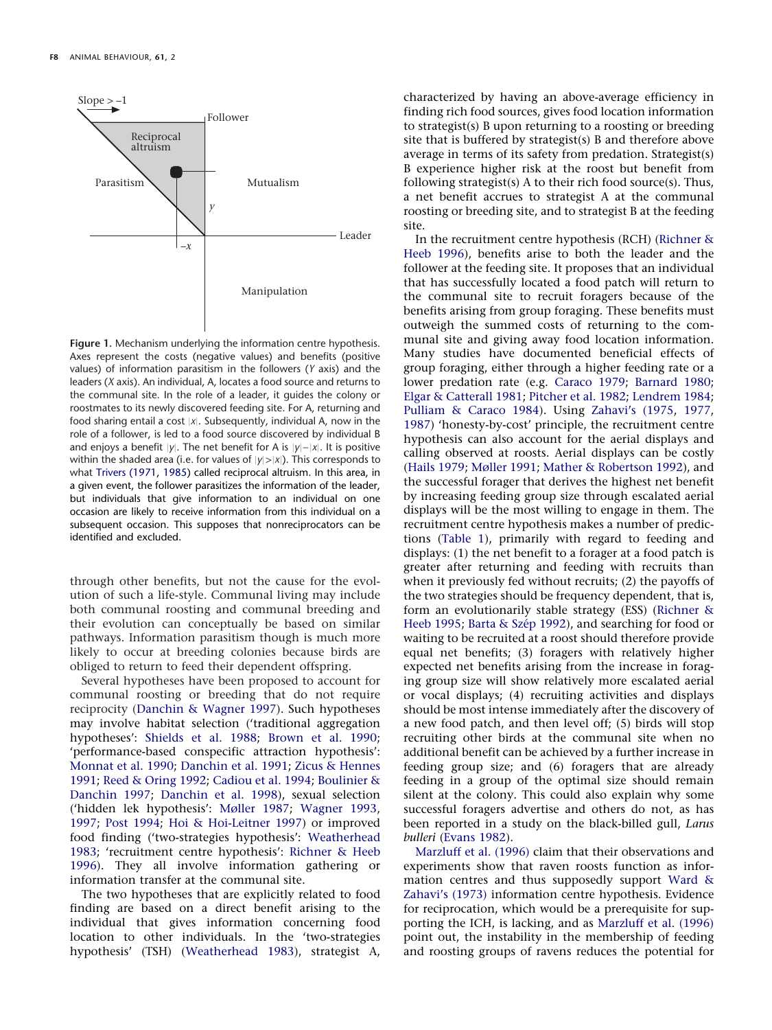**Figure 1.** Mechanism underlying the information centre hypothesis. Axes represent the costs (negative values) and benefits (positive values) of information parasitism in the followers (*Y* axis) and the leaders (*X* axis). An individual, A, locates a food source and returns to the communal site. In the role of a leader, it guides the colony or roostmates to its newly discovered feeding site. For A, returning and food sharing entail a cost $|x|$. Subsequently, individual A, now in the role of a follower, is led to a food source discovered by individual B and enjoys a benefit $|y|$. The net benefit for A is $|y|-|x|$. It is positive within the shaded area (i.e. for values of $|y|>|x|$). This corresponds to what Trivers (1971, 1985) called reciprocal altruism. In this area, in a given event, the follower parasitizes the information of the leader, but individuals that give information to an individual on one occasion are likely to receive information from this individual on a subsequent occasion. This supposes that nonreciprocators can be identified and excluded.

through other benefits, but not the cause for the evolution of such a life-style. Communal living may include both communal roosting and communal breeding and their evolution can conceptually be based on similar pathways. Information parasitism though is much more likely to occur at breeding colonies because birds are obliged to return to feed their dependent offspring.

Several hypotheses have been proposed to account for communal roosting or breeding that do not require reciprocity (Danchin & Wagner 1997). Such hypotheses may involve habitat selection ('traditional aggregation hypotheses': Shields et al. 1988; Brown et al. 1990; 'performance-based conspecific attraction hypothesis': Monnat et al. 1990; Danchin et al. 1991; Zicus & Hennes 1991; Reed & Oring 1992; Cadiou et al. 1994; Boulinier & Danchin 1997; Danchin et al. 1998), sexual selection ('hidden lek hypothesis': Møller 1987; Wagner 1993, 1997; Post 1994; Hoi & Hoi-Leitner 1997) or improved food finding ('two-strategies hypothesis': Weatherhead 1983; 'recruitment centre hypothesis': Richner & Heeb 1996). They all involve information gathering or information transfer at the communal site.

The two hypotheses that are explicitly related to food finding are based on a direct benefit arising to the individual that gives information concerning food location to other individuals. In the 'two-strategies hypothesis' (TSH) (Weatherhead 1983), strategist A, characterized by having an above-average efficiency in finding rich food sources, gives food location information to strategist(s) B upon returning to a roosting or breeding site that is buffered by strategist(s) B and therefore above average in terms of its safety from predation. Strategist(s) B experience higher risk at the roost but benefit from following strategist(s) A to their rich food source(s). Thus, a net benefit accrues to strategist A at the communal roosting or breeding site, and to strategist B at the feeding site.

In the recruitment centre hypothesis (RCH) (Richner & Heeb 1996), benefits arise to both the leader and the follower at the feeding site. It proposes that an individual that has successfully located a food patch will return to the communal site to recruit foragers because of the benefits arising from group foraging. These benefits must outweigh the summed costs of returning to the communal site and giving away food location information. Many studies have documented beneficial effects of group foraging, either through a higher feeding rate or a lower predation rate (e.g. Caraco 1979; Barnard 1980; Elgar & Catterall 1981; Pitcher et al. 1982; Lendrem 1984; Pulliam & Caraco 1984). Using Zahavi's (1975, 1977, 1987) 'honesty-by-cost' principle, the recruitment centre hypothesis can also account for the aerial displays and calling observed at roosts. Aerial displays can be costly (Hails 1979; Møller 1991; Mather & Robertson 1992), and the successful forager that derives the highest net benefit by increasing feeding group size through escalated aerial displays will be the most willing to engage in them. The recruitment centre hypothesis makes a number of predictions (Table 1), primarily with regard to feeding and displays: (1) the net benefit to a forager at a food patch is greater after returning and feeding with recruits than when it previously fed without recruits; (2) the payoffs of the two strategies should be frequency dependent, that is, form an evolutionarily stable strategy (ESS) (Richner & Heeb 1995; Barta & Szép 1992), and searching for food or waiting to be recruited at a roost should therefore provide equal net benefits; (3) foragers with relatively higher expected net benefits arising from the increase in foraging group size will show relatively more escalated aerial or vocal displays; (4) recruiting activities and displays should be most intense immediately after the discovery of a new food patch, and then level off; (5) birds will stop recruiting other birds at the communal site when no additional benefit can be achieved by a further increase in feeding group size; and (6) foragers that are already feeding in a group of the optimal size should remain silent at the colony. This could also explain why some successful foragers advertise and others do not, as has been reported in a study on the black-billed gull, *Larus bulleri* (Evans 1982).

Marzluff et al. (1996) claim that their observations and experiments show that raven roosts function as information centres and thus supposedly support Ward & Zahavi's (1973) information centre hypothesis. Evidence for reciprocation, which would be a prerequisite for supporting the ICH, is lacking, and as Marzluff et al. (1996) point out, the instability in the membership of feeding and roosting groups of ravens reduces the potential for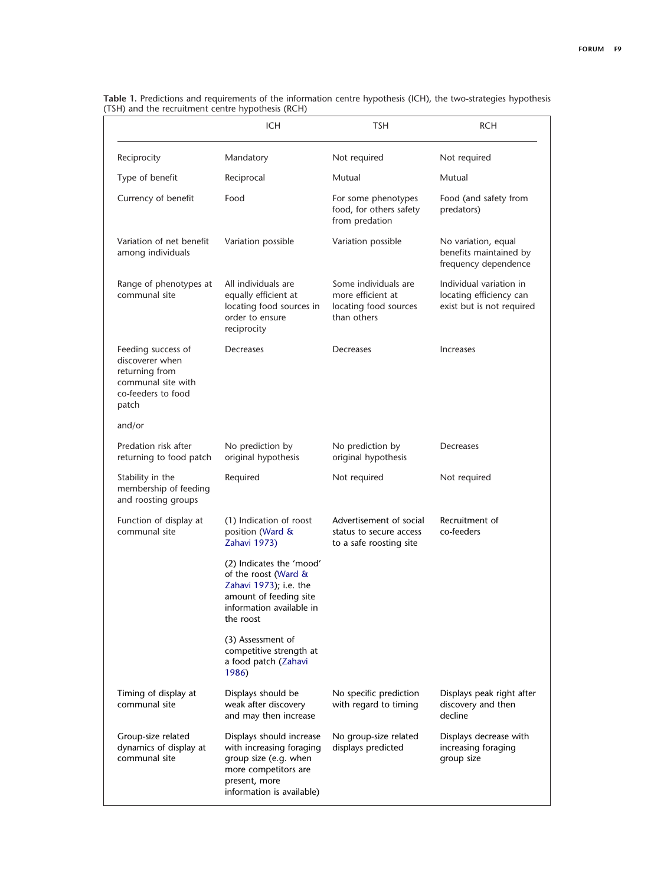**Table 1.** Predictions and requirements of the information centre hypothesis (ICH), the two-strategies hypothesis (TSH) and the recruitment centre hypothesis (RCH)

| | ICH | TSH | RCH |
|---|---|---|---|
| Reciprocity | Mandatory | Not required | Not required |
| Type of benefit | Reciprocal | Mutual | Mutual |
| Currency of benefit | Food | For some phenotypes food, for others safety from predation | Food (and safety from predators) |
| Variation of net benefit among individuals | Variation possible | Variation possible | No variation, equal benefits maintained by frequency dependence |
| Range of phenotypes at communal site | All individuals are equally efficient at locating food sources in order to ensure reciprocity | Some individuals are more efficient at locating food sources than others | Individual variation in locating efficiency can exist but is not required |
| Feeding success of discoverer when returning from communal site with co-feeders to food patch | Decreases | Decreases | Increases |
| and/or | | | |
| Predation risk after returning to food patch | No prediction by original hypothesis | No prediction by original hypothesis | Decreases |
| Stability in the membership of feeding and roosting groups | Required | Not required | Not required |
| Function of display at communal site | (1) Indication of roost position (Ward & Zahavi 1973)<br>(2) Indicates the 'mood' of the roost (Ward & Zahavi 1973); i.e. the amount of feeding site information available in the roost<br>(3) Assessment of competitive strength at a food patch (Zahavi 1986) | Advertisement of social status to secure access to a safe roosting site | Recruitment of co-feeders |
| Timing of display at communal site | Displays should be weak after discovery and may then increase | No specific prediction with regard to timing | Displays peak right after discovery and then decline |
| Group-size related dynamics of display at communal site | Displays should increase with increasing foraging group size (e.g. when more competitors are present, more information is available) | No group-size related displays predicted | Displays decrease with increasing foraging group size |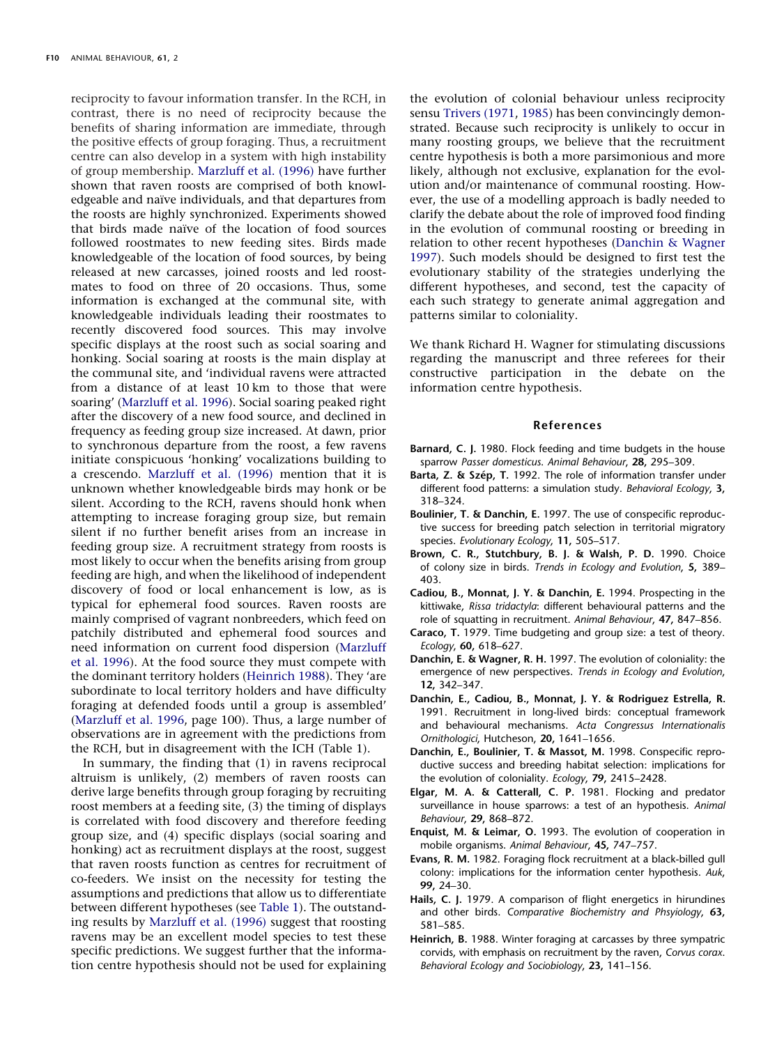reciprocity to favour information transfer. In the RCH, in contrast, there is no need of reciprocity because the benefits of sharing information are immediate, through the positive effects of group foraging. Thus, a recruitment centre can also develop in a system with high instability of group membership. Marzluff et al. (1996) have further shown that raven roosts are comprised of both knowledgeable and naïve individuals, and that departures from the roosts are highly synchronized. Experiments showed that birds made naïve of the location of food sources followed roostmates to new feeding sites. Birds made knowledgeable of the location of food sources, by being released at new carcasses, joined roosts and led roostmates to food on three of 20 occasions. Thus, some information is exchanged at the communal site, with knowledgeable individuals leading their roostmates to recently discovered food sources. This may involve specific displays at the roost such as social soaring and honking. Social soaring at roosts is the main display at the communal site, and 'individual ravens were attracted from a distance of at least 10 km to those that were soaring' (Marzluff et al. 1996). Social soaring peaked right after the discovery of a new food source, and declined in frequency as feeding group size increased. At dawn, prior to synchronous departure from the roost, a few ravens initiate conspicuous 'honking' vocalizations building to a crescendo. Marzluff et al. (1996) mention that it is unknown whether knowledgeable birds may honk or be silent. According to the RCH, ravens should honk when attempting to increase foraging group size, but remain silent if no further benefit arises from an increase in feeding group size. A recruitment strategy from roosts is most likely to occur when the benefits arising from group feeding are high, and when the likelihood of independent discovery of food or local enhancement is low, as is typical for ephemeral food sources. Raven roosts are mainly comprised of vagrant nonbreeders, which feed on patchily distributed and ephemeral food sources and need information on current food dispersion (Marzluff et al. 1996). At the food source they must compete with the dominant territory holders (Heinrich 1988). They 'are subordinate to local territory holders and have difficulty foraging at defended foods until a group is assembled' (Marzluff et al. 1996, page 100). Thus, a large number of observations are in agreement with the predictions from the RCH, but in disagreement with the ICH (Table 1).

In summary, the finding that (1) in ravens reciprocal altruism is unlikely, (2) members of raven roosts can derive large benefits through group foraging by recruiting roost members at a feeding site, (3) the timing of displays is correlated with food discovery and therefore feeding group size, and (4) specific displays (social soaring and honking) act as recruitment displays at the roost, suggest that raven roosts function as centres for recruitment of co-feeders. We insist on the necessity for testing the assumptions and predictions that allow us to differentiate between different hypotheses (see Table 1). The outstanding results by Marzluff et al. (1996) suggest that roosting ravens may be an excellent model species to test these specific predictions. We suggest further that the information centre hypothesis should not be used for explaining the evolution of colonial behaviour unless reciprocity sensu Trivers (1971, 1985) has been convincingly demonstrated. Because such reciprocity is unlikely to occur in many roosting groups, we believe that the recruitment centre hypothesis is both a more parsimonious and more likely, although not exclusive, explanation for the evolution and/or maintenance of communal roosting. However, the use of a modelling approach is badly needed to clarify the debate about the role of improved food finding in the evolution of communal roosting or breeding in relation to other recent hypotheses (Danchin & Wagner 1997). Such models should be designed to first test the evolutionary stability of the strategies underlying the different hypotheses, and second, test the capacity of each such strategy to generate animal aggregation and patterns similar to coloniality.

We thank Richard H. Wagner for stimulating discussions regarding the manuscript and three referees for their constructive participation in the debate on the information centre hypothesis.

## References

**Barnard, C. J.** 1980. Flock feeding and time budgets in the house sparrow *Passer domesticus*. *Animal Behaviour*, **28,** 295–309.

**Barta, Z. & Szép, T.** 1992. The role of information transfer under different food patterns: a simulation study. *Behavioral Ecology*, **3,** 318–324.

**Boulinier, T. & Danchin, E.** 1997. The use of conspecific reproductive success for breeding patch selection in territorial migratory species. *Evolutionary Ecology*, **11,** 505–517.

**Brown, C. R., Stutchbury, B. J. & Walsh, P. D.** 1990. Choice of colony size in birds. *Trends in Ecology and Evolution*, **5,** 389–403.

**Cadiou, B., Monnat, J. Y. & Danchin, E.** 1994. Prospecting in the kittiwake, *Rissa tridactyla*: different behavioural patterns and the role of squatting in recruitment. *Animal Behaviour*, **47,** 847–856.

**Caraco, T.** 1979. Time budgeting and group size: a test of theory. *Ecology*, **60,** 618–627.

**Danchin, E. & Wagner, R. H.** 1997. The evolution of coloniality: the emergence of new perspectives. *Trends in Ecology and Evolution*, **12,** 342–347.

**Danchin, E., Cadiou, B., Monnat, J. Y. & Rodriguez Estrella, R.** 1991. Recruitment in long-lived birds: conceptual framework and behavioural mechanisms. *Acta Congressus Internationalis Ornithologici*, Hutcheson, **20,** 1641–1656.

**Danchin, E., Boulinier, T. & Massot, M.** 1998. Conspecific reproductive success and breeding habitat selection: implications for the evolution of coloniality. *Ecology*, **79,** 2415–2428.

**Elgar, M. A. & Catterall, C. P.** 1981. Flocking and predator surveillance in house sparrows: a test of an hypothesis. *Animal Behaviour*, **29,** 868–872.

**Enquist, M. & Leimar, O.** 1993. The evolution of cooperation in mobile organisms. *Animal Behaviour*, **45,** 747–757.

**Evans, R. M.** 1982. Foraging flock recruitment at a black-billed gull colony: implications for the information center hypothesis. *Auk*, **99,** 24–30.

**Hails, C. J.** 1979. A comparison of flight energetics in hirundines and other birds. *Comparative Biochemistry and Phsyiology*, **63,** 581–585.

**Heinrich, B.** 1988. Winter foraging at carcasses by three sympatric corvids, with emphasis on recruitment by the raven, *Corvus corax*. *Behavioral Ecology and Sociobiology*, **23,** 141–156.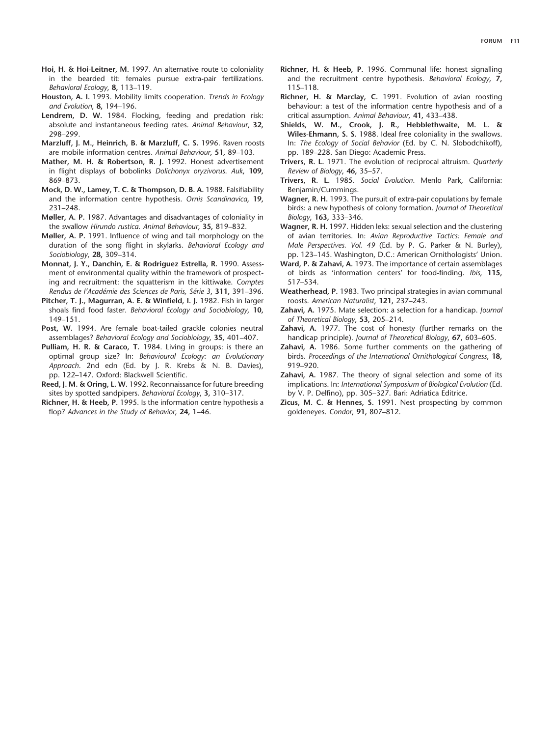**Hoi, H. & Hoi-Leitner, M.** 1997. An alternative route to coloniality in the bearded tit: females pursue extra-pair fertilizations. *Behavioral Ecology*, **8,** 113–119.

**Houston, A. I.** 1993. Mobility limits cooperation. *Trends in Ecology and Evolution*, **8,** 194–196.

**Lendrem, D. W.** 1984. Flocking, feeding and predation risk: absolute and instantaneous feeding rates. *Animal Behaviour*, **32,** 298–299.

**Marzluff, J. M., Heinrich, B. & Marzluff, C. S.** 1996. Raven roosts are mobile information centres. *Animal Behaviour*, **51,** 89–103.

**Mather, M. H. & Robertson, R. J.** 1992. Honest advertisement in flight displays of bobolinks *Dolichonyx oryzivorus*. *Auk*, **109,** 869–873.

**Mock, D. W., Lamey, T. C. & Thompson, D. B. A.** 1988. Falsifiability and the information centre hypothesis. *Ornis Scandinavica*, **19,** 231–248.

**Møller, A. P.** 1987. Advantages and disadvantages of coloniality in the swallow *Hirundo rustica*. *Animal Behaviour*, **35,** 819–832.

**Møller, A. P.** 1991. Influence of wing and tail morphology on the duration of the song flight in skylarks. *Behavioral Ecology and Sociobiology*, **28,** 309–314.

**Monnat, J. Y., Danchin, E. & Rodriguez Estrella, R.** 1990. Assessment of environmental quality within the framework of prospecting and recruitment: the squatterism in the kittiwake. *Comptes Rendus de l'Académie des Sciences de Paris, Série 3*, **311,** 391–396.

**Pitcher, T. J., Magurran, A. E. & Winfield, I. J.** 1982. Fish in larger shoals find food faster. *Behavioral Ecology and Sociobiology*, **10,** 149–151.

**Post, W.** 1994. Are female boat-tailed grackle colonies neutral assemblages? *Behavioral Ecology and Sociobiology*, **35,** 401–407.

**Pulliam, H. R. & Caraco, T.** 1984. Living in groups: is there an optimal group size? In: *Behavioural Ecology: an Evolutionary Approach*. 2nd edn (Ed. by J. R. Krebs & N. B. Davies), pp. 122–147. Oxford: Blackwell Scientific.

**Reed, J. M. & Oring, L. W.** 1992. Reconnaissance for future breeding sites by spotted sandpipers. *Behavioral Ecology*, **3,** 310–317.

**Richner, H. & Heeb, P.** 1995. Is the information centre hypothesis a flop? *Advances in the Study of Behavior*, **24,** 1–46.

**Richner, H. & Heeb, P.** 1996. Communal life: honest signalling and the recruitment centre hypothesis. *Behavioral Ecology*, **7,** 115–118.

**Richner, H. & Marclay, C.** 1991. Evolution of avian roosting behaviour: a test of the information centre hypothesis and of a critical assumption. *Animal Behaviour*, **41,** 433–438.

**Shields, W. M., Crook, J. R., Hebblethwaite, M. L. & Wiles-Ehmann, S. S.** 1988. Ideal free coloniality in the swallows. In: *The Ecology of Social Behavior* (Ed. by C. N. Slobodchikoff), pp. 189–228. San Diego: Academic Press.

**Trivers, R. L.** 1971. The evolution of reciprocal altruism. *Quarterly Review of Biology*, **46,** 35–57.

**Trivers, R. L.** 1985. *Social Evolution*. Menlo Park, California: Benjamin/Cummings.

**Wagner, R. H.** 1993. The pursuit of extra-pair copulations by female birds: a new hypothesis of colony formation. *Journal of Theoretical Biology*, **163,** 333–346.

**Wagner, R. H.** 1997. Hidden leks: sexual selection and the clustering of avian territories. In: *Avian Reproductive Tactics: Female and Male Perspectives. Vol. 49* (Ed. by P. G. Parker & N. Burley), pp. 123–145. Washington, D.C.: American Ornithologists' Union.

**Ward, P. & Zahavi, A.** 1973. The importance of certain assemblages of birds as 'information centers' for food-finding. *Ibis*, **115,** 517–534.

**Weatherhead, P.** 1983. Two principal strategies in avian communal roosts. *American Naturalist*, **121,** 237–243.

**Zahavi, A.** 1975. Mate selection: a selection for a handicap. *Journal of Theoretical Biology*, **53,** 205–214.

**Zahavi, A.** 1977. The cost of honesty (further remarks on the handicap principle). *Journal of Theoretical Biology*, **67,** 603–605.

**Zahavi, A.** 1986. Some further comments on the gathering of birds. *Proceedings of the International Ornithological Congress*, **18,** 919–920.

**Zahavi, A.** 1987. The theory of signal selection and some of its implications. In: *International Symposium of Biological Evolution* (Ed. by V. P. Delfino), pp. 305–327. Bari: Adriatica Editrice.

**Zicus, M. C. & Hennes, S.** 1991. Nest prospecting by common goldeneyes. *Condor*, **91,** 807–812.